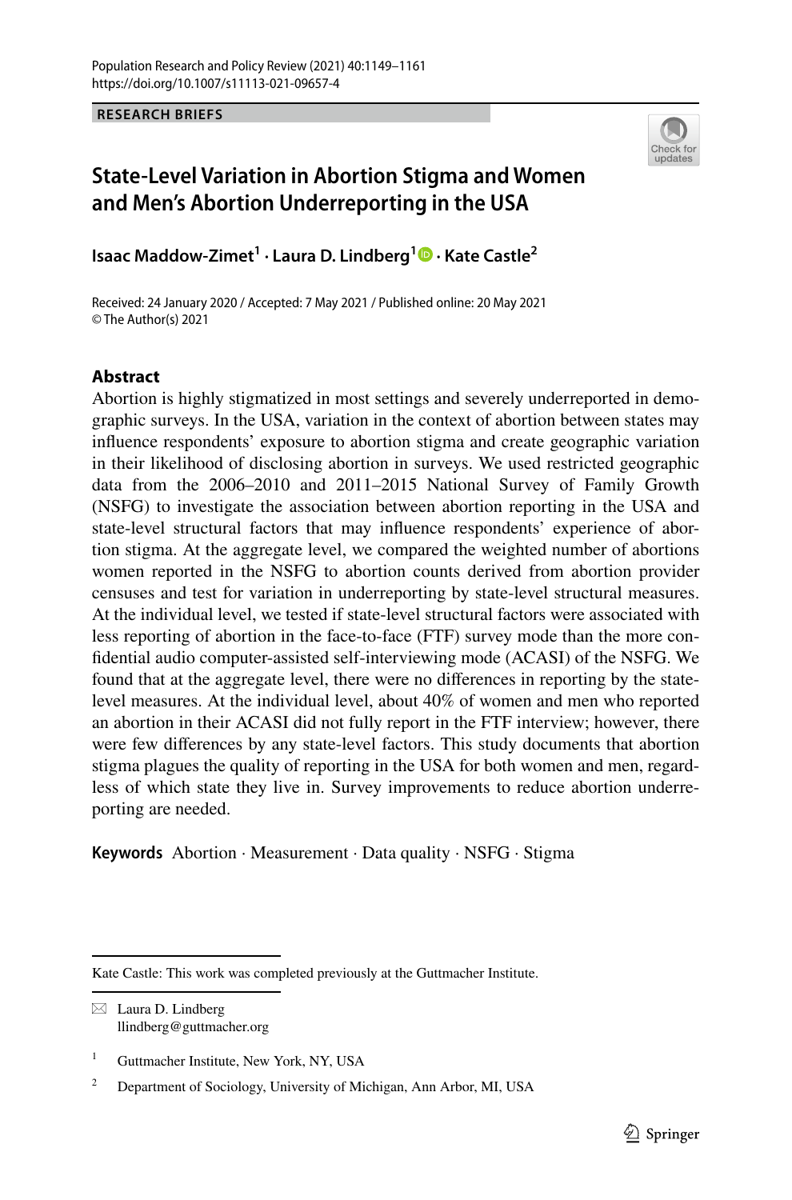RESEARCH BRIEFS

# State-Level Variation in Abortion Stigma and Women and Men's Abortion Underreporting in the USA

**Isaac Maddow-Zimet[1] · Laura D. Lindberg[1] · Kate Castle[2]**

Received: 24 January 2020 / Accepted: 7 May 2021 / Published online: 20 May 2021
© The Author(s) 2021

## Abstract

Abortion is highly stigmatized in most settings and severely underreported in demographic surveys. In the USA, variation in the context of abortion between states may influence respondents' exposure to abortion stigma and create geographic variation in their likelihood of disclosing abortion in surveys. We used restricted geographic data from the 2006–2010 and 2011–2015 National Survey of Family Growth (NSFG) to investigate the association between abortion reporting in the USA and state-level structural factors that may influence respondents' experience of abortion stigma. At the aggregate level, we compared the weighted number of abortions women reported in the NSFG to abortion counts derived from abortion provider censuses and test for variation in underreporting by state-level structural measures. At the individual level, we tested if state-level structural factors were associated with less reporting of abortion in the face-to-face (FTF) survey mode than the more confidential audio computer-assisted self-interviewing mode (ACASI) of the NSFG. We found that at the aggregate level, there were no differences in reporting by the state-level measures. At the individual level, about 40% of women and men who reported an abortion in their ACASI did not fully report in the FTF interview; however, there were few differences by any state-level factors. This study documents that abortion stigma plagues the quality of reporting in the USA for both women and men, regardless of which state they live in. Survey improvements to reduce abortion underreporting are needed.

**Keywords** Abortion · Measurement · Data quality · NSFG · Stigma

---

Kate Castle: This work was completed previously at the Guttmacher Institute.

✉ Laura D. Lindberg
llindberg@guttmacher.org

[1] Guttmacher Institute, New York, NY, USA

[2] Department of Sociology, University of Michigan, Ann Arbor, MI, USA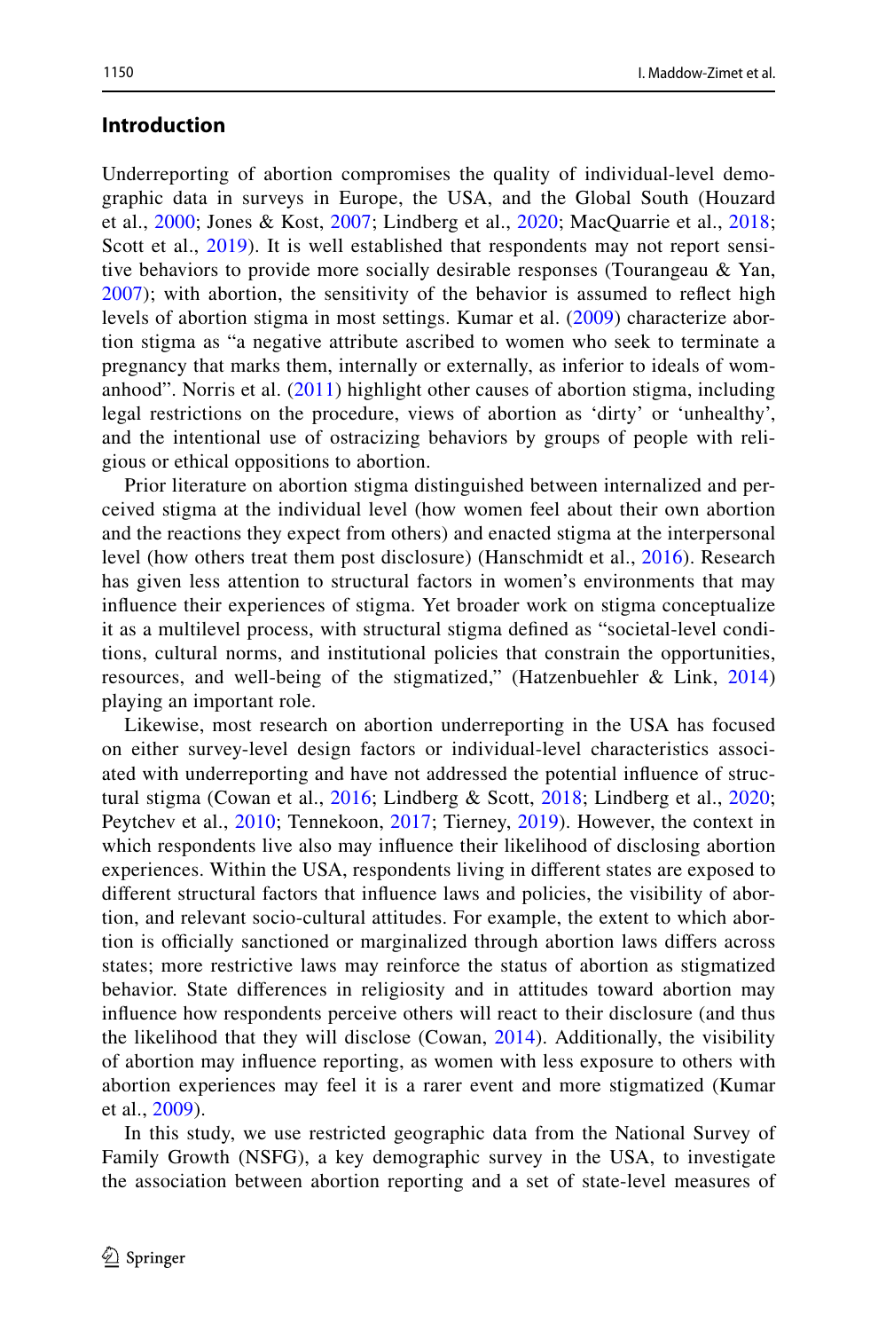## Introduction

Underreporting of abortion compromises the quality of individual-level demographic data in surveys in Europe, the USA, and the Global South (Houzard et al., 2000; Jones & Kost, 2007; Lindberg et al., 2020; MacQuarrie et al., 2018; Scott et al., 2019). It is well established that respondents may not report sensitive behaviors to provide more socially desirable responses (Tourangeau & Yan, 2007); with abortion, the sensitivity of the behavior is assumed to reflect high levels of abortion stigma in most settings. Kumar et al. (2009) characterize abortion stigma as "a negative attribute ascribed to women who seek to terminate a pregnancy that marks them, internally or externally, as inferior to ideals of womanhood". Norris et al. (2011) highlight other causes of abortion stigma, including legal restrictions on the procedure, views of abortion as 'dirty' or 'unhealthy', and the intentional use of ostracizing behaviors by groups of people with religious or ethical oppositions to abortion.

Prior literature on abortion stigma distinguished between internalized and perceived stigma at the individual level (how women feel about their own abortion and the reactions they expect from others) and enacted stigma at the interpersonal level (how others treat them post disclosure) (Hanschmidt et al., 2016). Research has given less attention to structural factors in women's environments that may influence their experiences of stigma. Yet broader work on stigma conceptualize it as a multilevel process, with structural stigma defined as "societal-level conditions, cultural norms, and institutional policies that constrain the opportunities, resources, and well-being of the stigmatized," (Hatzenbuehler & Link, 2014) playing an important role.

Likewise, most research on abortion underreporting in the USA has focused on either survey-level design factors or individual-level characteristics associated with underreporting and have not addressed the potential influence of structural stigma (Cowan et al., 2016; Lindberg & Scott, 2018; Lindberg et al., 2020; Peytchev et al., 2010; Tennekoon, 2017; Tierney, 2019). However, the context in which respondents live also may influence their likelihood of disclosing abortion experiences. Within the USA, respondents living in different states are exposed to different structural factors that influence laws and policies, the visibility of abortion, and relevant socio-cultural attitudes. For example, the extent to which abortion is officially sanctioned or marginalized through abortion laws differs across states; more restrictive laws may reinforce the status of abortion as stigmatized behavior. State differences in religiosity and in attitudes toward abortion may influence how respondents perceive others will react to their disclosure (and thus the likelihood that they will disclose (Cowan, 2014). Additionally, the visibility of abortion may influence reporting, as women with less exposure to others with abortion experiences may feel it is a rarer event and more stigmatized (Kumar et al., 2009).

In this study, we use restricted geographic data from the National Survey of Family Growth (NSFG), a key demographic survey in the USA, to investigate the association between abortion reporting and a set of state-level measures of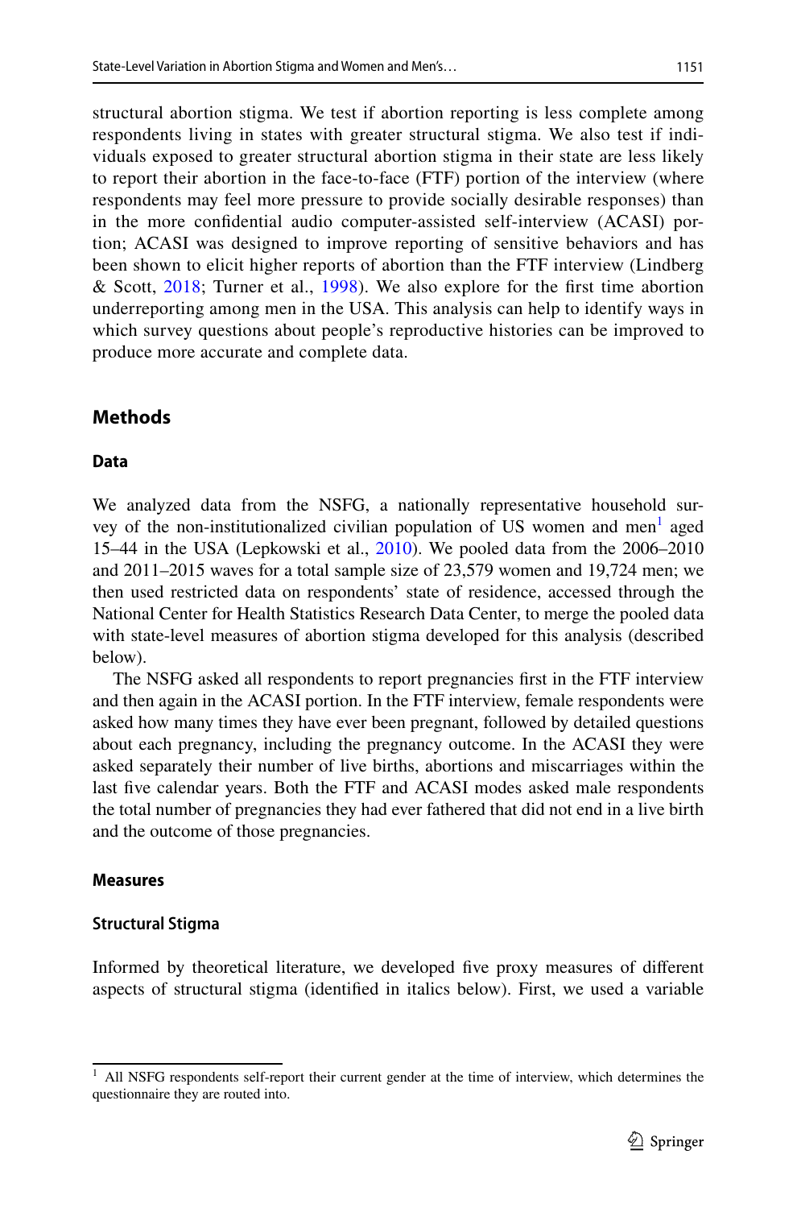structural abortion stigma. We test if abortion reporting is less complete among respondents living in states with greater structural stigma. We also test if individuals exposed to greater structural abortion stigma in their state are less likely to report their abortion in the face-to-face (FTF) portion of the interview (where respondents may feel more pressure to provide socially desirable responses) than in the more confidential audio computer-assisted self-interview (ACASI) portion; ACASI was designed to improve reporting of sensitive behaviors and has been shown to elicit higher reports of abortion than the FTF interview (Lindberg & Scott, 2018; Turner et al., 1998). We also explore for the first time abortion underreporting among men in the USA. This analysis can help to identify ways in which survey questions about people's reproductive histories can be improved to produce more accurate and complete data.

## Methods

### Data

We analyzed data from the NSFG, a nationally representative household survey of the non-institutionalized civilian population of US women and men[1] aged 15–44 in the USA (Lepkowski et al., 2010). We pooled data from the 2006–2010 and 2011–2015 waves for a total sample size of 23,579 women and 19,724 men; we then used restricted data on respondents' state of residence, accessed through the National Center for Health Statistics Research Data Center, to merge the pooled data with state-level measures of abortion stigma developed for this analysis (described below).

The NSFG asked all respondents to report pregnancies first in the FTF interview and then again in the ACASI portion. In the FTF interview, female respondents were asked how many times they have ever been pregnant, followed by detailed questions about each pregnancy, including the pregnancy outcome. In the ACASI they were asked separately their number of live births, abortions and miscarriages within the last five calendar years. Both the FTF and ACASI modes asked male respondents the total number of pregnancies they had ever fathered that did not end in a live birth and the outcome of those pregnancies.

### Measures

#### Structural Stigma

Informed by theoretical literature, we developed five proxy measures of different aspects of structural stigma (identified in italics below). First, we used a variable

[1] All NSFG respondents self-report their current gender at the time of interview, which determines the questionnaire they are routed into.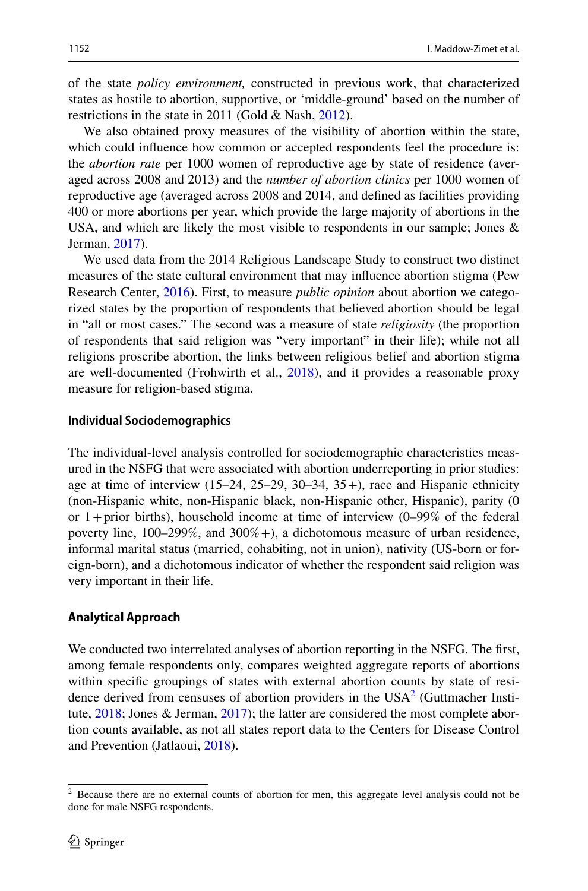of the state *policy environment,* constructed in previous work, that characterized states as hostile to abortion, supportive, or 'middle-ground' based on the number of restrictions in the state in 2011 (Gold & Nash, 2012).

We also obtained proxy measures of the visibility of abortion within the state, which could influence how common or accepted respondents feel the procedure is: the *abortion rate* per 1000 women of reproductive age by state of residence (averaged across 2008 and 2013) and the *number of abortion clinics* per 1000 women of reproductive age (averaged across 2008 and 2014, and defined as facilities providing 400 or more abortions per year, which provide the large majority of abortions in the USA, and which are likely the most visible to respondents in our sample; Jones & Jerman, 2017).

We used data from the 2014 Religious Landscape Study to construct two distinct measures of the state cultural environment that may influence abortion stigma (Pew Research Center, 2016). First, to measure *public opinion* about abortion we categorized states by the proportion of respondents that believed abortion should be legal in "all or most cases." The second was a measure of state *religiosity* (the proportion of respondents that said religion was "very important" in their life); while not all religions proscribe abortion, the links between religious belief and abortion stigma are well-documented (Frohwirth et al., 2018), and it provides a reasonable proxy measure for religion-based stigma.

### Individual Sociodemographics

The individual-level analysis controlled for sociodemographic characteristics measured in the NSFG that were associated with abortion underreporting in prior studies: age at time of interview (15–24, 25–29, 30–34, 35+), race and Hispanic ethnicity (non-Hispanic white, non-Hispanic black, non-Hispanic other, Hispanic), parity (0 or 1+prior births), household income at time of interview (0–99% of the federal poverty line, 100–299%, and 300%+), a dichotomous measure of urban residence, informal marital status (married, cohabiting, not in union), nativity (US-born or foreign-born), and a dichotomous indicator of whether the respondent said religion was very important in their life.

### Analytical Approach

We conducted two interrelated analyses of abortion reporting in the NSFG. The first, among female respondents only, compares weighted aggregate reports of abortions within specific groupings of states with external abortion counts by state of residence derived from censuses of abortion providers in the USA[2] (Guttmacher Institute, 2018; Jones & Jerman, 2017); the latter are considered the most complete abortion counts available, as not all states report data to the Centers for Disease Control and Prevention (Jatlaoui, 2018).

[2] Because there are no external counts of abortion for men, this aggregate level analysis could not be done for male NSFG respondents.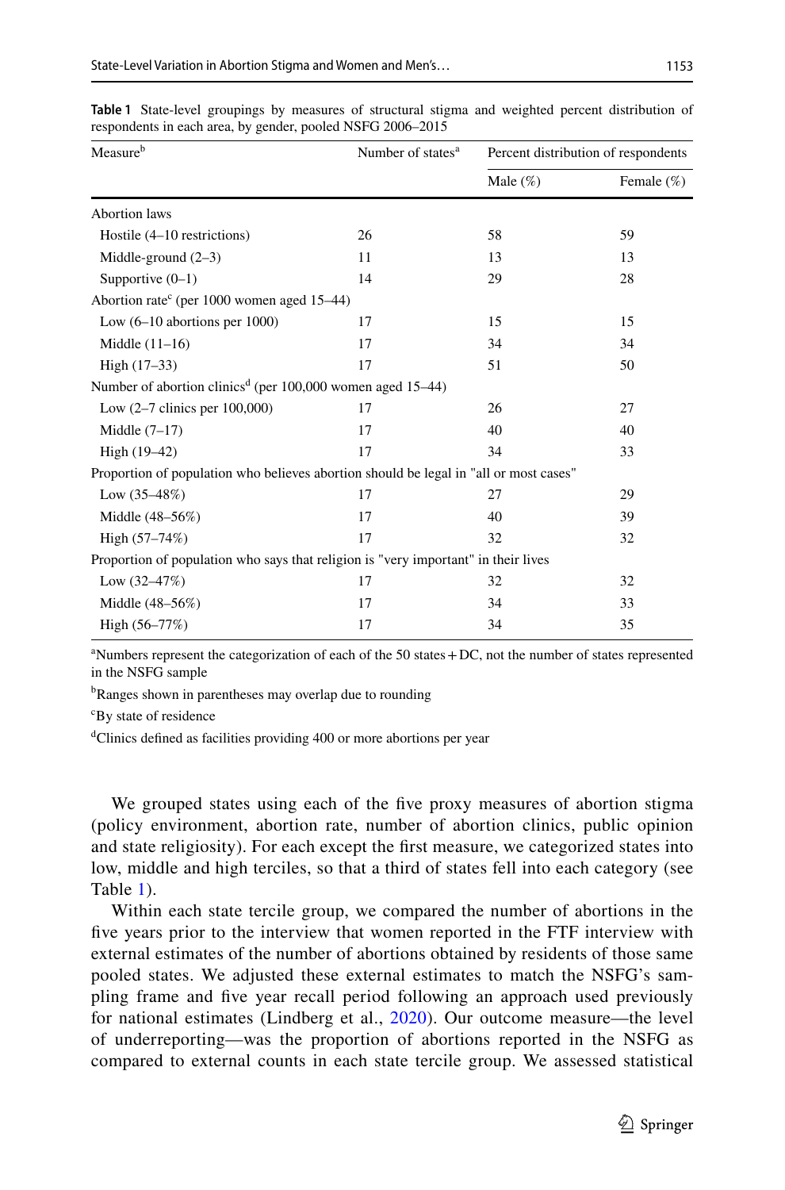**Table 1** State-level groupings by measures of structural stigma and weighted percent distribution of respondents in each area, by gender, pooled NSFG 2006–2015

| Measure[b] | Number of states[a] | Percent distribution of respondents | |
|---|---|---|---|
| | | Male (%) | Female (%) |
| Abortion laws | | | |
| Hostile (4–10 restrictions) | 26 | 58 | 59 |
| Middle-ground (2–3) | 11 | 13 | 13 |
| Supportive (0–1) | 14 | 29 | 28 |
| Abortion rate[c] (per 1000 women aged 15–44) | | | |
| Low (6–10 abortions per 1000) | 17 | 15 | 15 |
| Middle (11–16) | 17 | 34 | 34 |
| High (17–33) | 17 | 51 | 50 |
| Number of abortion clinics[d] (per 100,000 women aged 15–44) | | | |
| Low (2–7 clinics per 100,000) | 17 | 26 | 27 |
| Middle (7–17) | 17 | 40 | 40 |
| High (19–42) | 17 | 34 | 33 |
| Proportion of population who believes abortion should be legal in "all or most cases" | | | |
| Low (35–48%) | 17 | 27 | 29 |
| Middle (48–56%) | 17 | 40 | 39 |
| High (57–74%) | 17 | 32 | 32 |
| Proportion of population who says that religion is "very important" in their lives | | | |
| Low (32–47%) | 17 | 32 | 32 |
| Middle (48–56%) | 17 | 34 | 33 |
| High (56–77%) | 17 | 34 | 35 |

[a]Numbers represent the categorization of each of the 50 states + DC, not the number of states represented in the NSFG sample

[b]Ranges shown in parentheses may overlap due to rounding

[c]By state of residence

[d]Clinics defined as facilities providing 400 or more abortions per year

We grouped states using each of the five proxy measures of abortion stigma (policy environment, abortion rate, number of abortion clinics, public opinion and state religiosity). For each except the first measure, we categorized states into low, middle and high terciles, so that a third of states fell into each category (see Table 1).

Within each state tercile group, we compared the number of abortions in the five years prior to the interview that women reported in the FTF interview with external estimates of the number of abortions obtained by residents of those same pooled states. We adjusted these external estimates to match the NSFG's sampling frame and five year recall period following an approach used previously for national estimates (Lindberg et al., 2020). Our outcome measure—the level of underreporting—was the proportion of abortions reported in the NSFG as compared to external counts in each state tercile group. We assessed statistical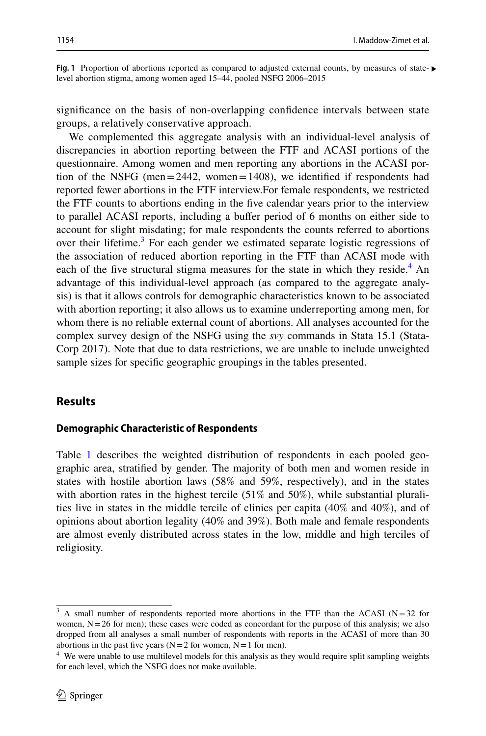**Fig. 1** Proportion of abortions reported as compared to adjusted external counts, by measures of state-level abortion stigma, among women aged 15–44, pooled NSFG 2006–2015

significance on the basis of non-overlapping confidence intervals between state groups, a relatively conservative approach.

We complemented this aggregate analysis with an individual-level analysis of discrepancies in abortion reporting between the FTF and ACASI portions of the questionnaire. Among women and men reporting any abortions in the ACASI portion of the NSFG (men = 2442, women = 1408), we identified if respondents had reported fewer abortions in the FTF interview.For female respondents, we restricted the FTF counts to abortions ending in the five calendar years prior to the interview to parallel ACASI reports, including a buffer period of 6 months on either side to account for slight misdating; for male respondents the counts referred to abortions over their lifetime.[3] For each gender we estimated separate logistic regressions of the association of reduced abortion reporting in the FTF than ACASI mode with each of the five structural stigma measures for the state in which they reside.[4] An advantage of this individual-level approach (as compared to the aggregate analysis) is that it allows controls for demographic characteristics known to be associated with abortion reporting; it also allows us to examine underreporting among men, for whom there is no reliable external count of abortions. All analyses accounted for the complex survey design of the NSFG using the *svy* commands in Stata 15.1 (StataCorp 2017). Note that due to data restrictions, we are unable to include unweighted sample sizes for specific geographic groupings in the tables presented.

## Results

### Demographic Characteristic of Respondents

Table 1 describes the weighted distribution of respondents in each pooled geographic area, stratified by gender. The majority of both men and women reside in states with hostile abortion laws (58% and 59%, respectively), and in the states with abortion rates in the highest tercile (51% and 50%), while substantial pluralities live in states in the middle tercile of clinics per capita (40% and 40%), and of opinions about abortion legality (40% and 39%). Both male and female respondents are almost evenly distributed across states in the low, middle and high terciles of religiosity.

[3] A small number of respondents reported more abortions in the FTF than the ACASI (N = 32 for women, N = 26 for men); these cases were coded as concordant for the purpose of this analysis; we also dropped from all analyses a small number of respondents with reports in the ACASI of more than 30 abortions in the past five years (N = 2 for women, N = 1 for men).

[4] We were unable to use multilevel models for this analysis as they would require split sampling weights for each level, which the NSFG does not make available.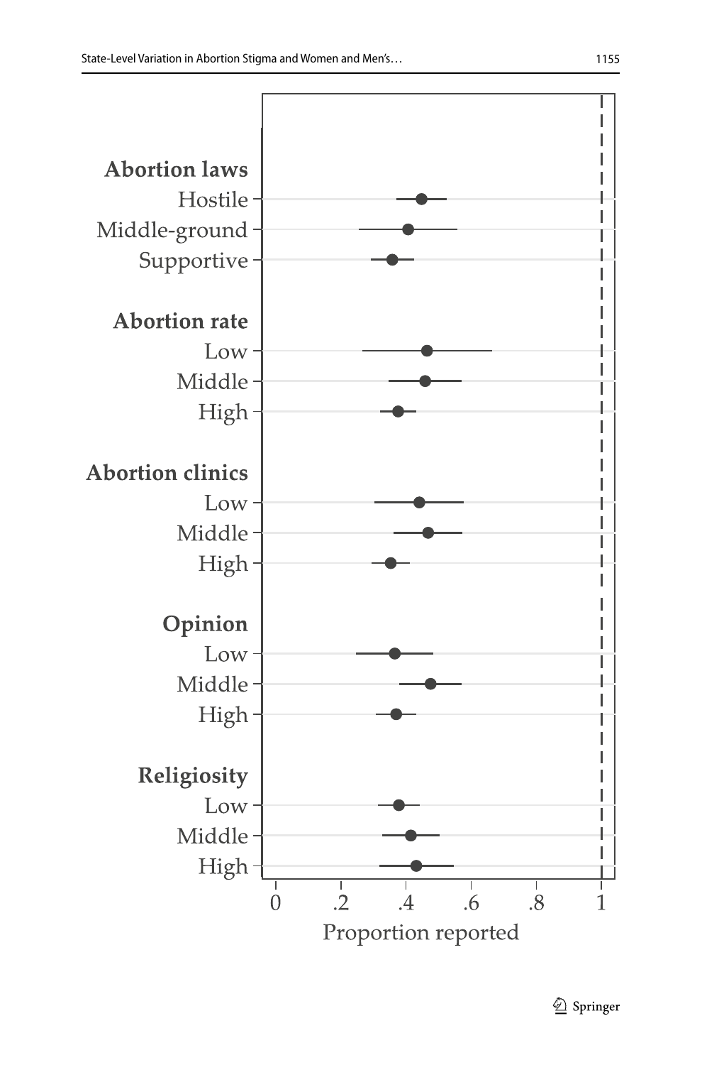**Abortion laws**

Hostile

Middle-ground

Supportive

**Abortion rate**

Low

Middle

High

**Abortion clinics**

Low

Middle

High

**Opinion**

Low

Middle

High

**Religiosity**

Low

Middle

High

0 .2 .4 .6 .8 1

Proportion reported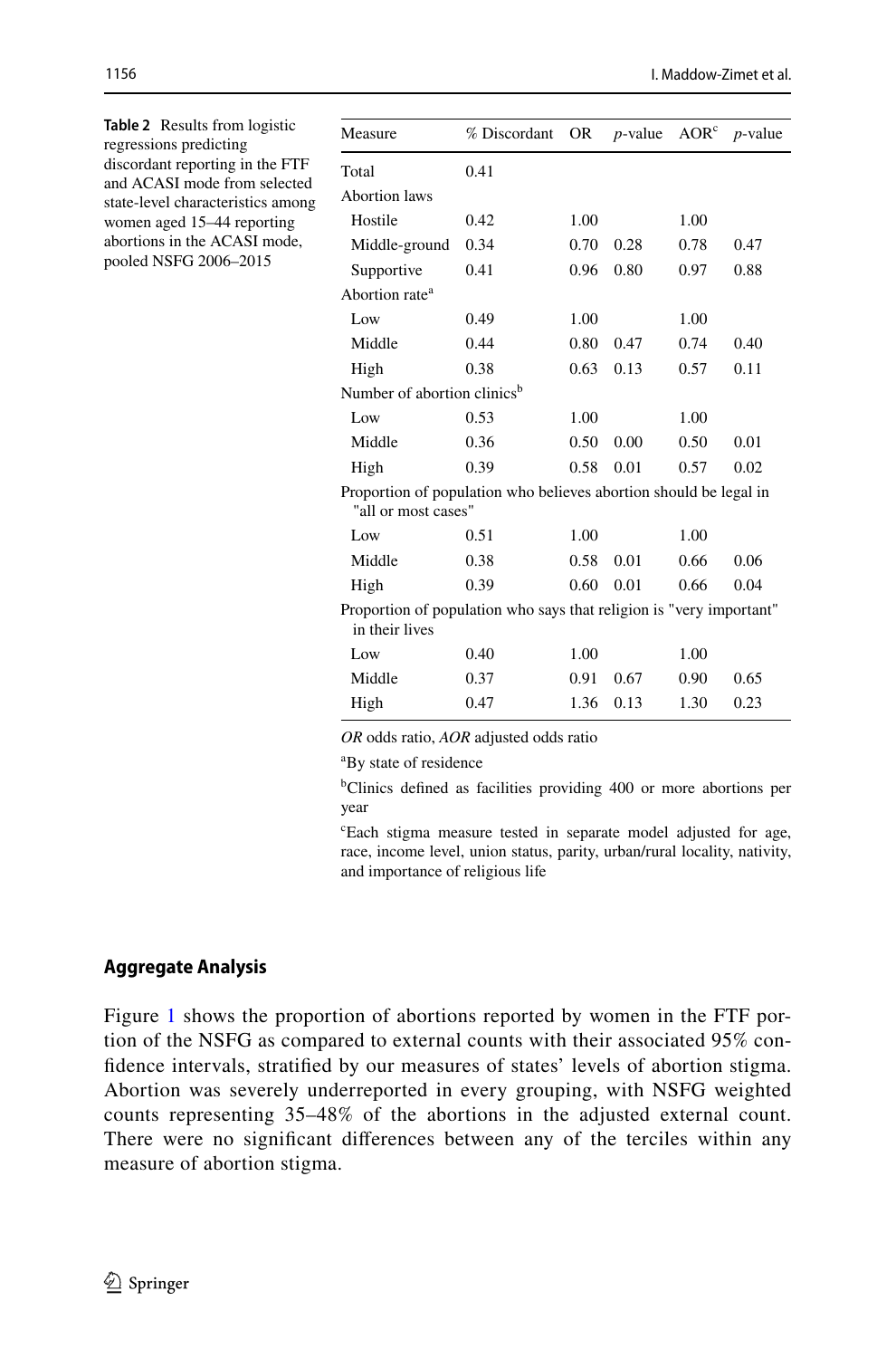**Table 2** Results from logistic regressions predicting discordant reporting in the FTF and ACASI mode from selected state-level characteristics among women aged 15–44 reporting abortions in the ACASI mode, pooled NSFG 2006–2015

| Measure | % Discordant | OR | *p*-value | AOR[c] | *p*-value |
|---|---|---|---|---|---|
| Total | 0.41 | | | | |
| Abortion laws | | | | | |
| Hostile | 0.42 | 1.00 | | 1.00 | |
| Middle-ground | 0.34 | 0.70 | 0.28 | 0.78 | 0.47 |
| Supportive | 0.41 | 0.96 | 0.80 | 0.97 | 0.88 |
| Abortion rate[a] | | | | | |
| Low | 0.49 | 1.00 | | 1.00 | |
| Middle | 0.44 | 0.80 | 0.47 | 0.74 | 0.40 |
| High | 0.38 | 0.63 | 0.13 | 0.57 | 0.11 |
| Number of abortion clinics[b] | | | | | |
| Low | 0.53 | 1.00 | | 1.00 | |
| Middle | 0.36 | 0.50 | 0.00 | 0.50 | 0.01 |
| High | 0.39 | 0.58 | 0.01 | 0.57 | 0.02 |
| Proportion of population who believes abortion should be legal in "all or most cases" | | | | | |
| Low | 0.51 | 1.00 | | 1.00 | |
| Middle | 0.38 | 0.58 | 0.01 | 0.66 | 0.06 |
| High | 0.39 | 0.60 | 0.01 | 0.66 | 0.04 |
| Proportion of population who says that religion is "very important" in their lives | | | | | |
| Low | 0.40 | 1.00 | | 1.00 | |
| Middle | 0.37 | 0.91 | 0.67 | 0.90 | 0.65 |
| High | 0.47 | 1.36 | 0.13 | 1.30 | 0.23 |

*OR* odds ratio, *AOR* adjusted odds ratio

[a]By state of residence

[b]Clinics defined as facilities providing 400 or more abortions per year

[c]Each stigma measure tested in separate model adjusted for age, race, income level, union status, parity, urban/rural locality, nativity, and importance of religious life

### Aggregate Analysis

Figure 1 shows the proportion of abortions reported by women in the FTF portion of the NSFG as compared to external counts with their associated 95% confidence intervals, stratified by our measures of states' levels of abortion stigma. Abortion was severely underreported in every grouping, with NSFG weighted counts representing 35–48% of the abortions in the adjusted external count. There were no significant differences between any of the terciles within any measure of abortion stigma.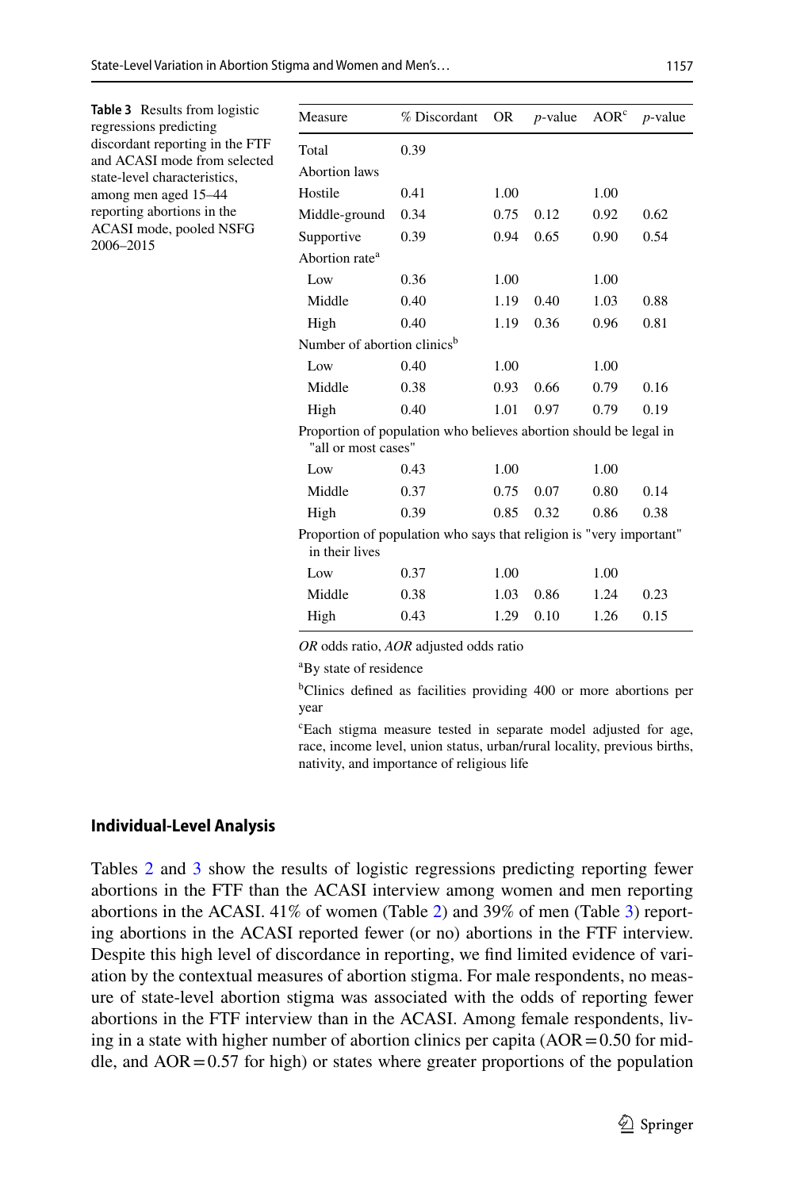**Table 3** Results from logistic regressions predicting discordant reporting in the FTF and ACASI mode from selected state-level characteristics, among men aged 15–44 reporting abortions in the ACASI mode, pooled NSFG 2006–2015

| Measure | % Discordant | OR | *p*-value | AOR[c] | *p*-value |
|---|---|---|---|---|---|
| Total | 0.39 | | | | |
| Abortion laws | | | | | |
| Hostile | 0.41 | 1.00 | | 1.00 | |
| Middle-ground | 0.34 | 0.75 | 0.12 | 0.92 | 0.62 |
| Supportive | 0.39 | 0.94 | 0.65 | 0.90 | 0.54 |
| Abortion rate[a] | | | | | |
| Low | 0.36 | 1.00 | | 1.00 | |
| Middle | 0.40 | 1.19 | 0.40 | 1.03 | 0.88 |
| High | 0.40 | 1.19 | 0.36 | 0.96 | 0.81 |
| Number of abortion clinics[b] | | | | | |
| Low | 0.40 | 1.00 | | 1.00 | |
| Middle | 0.38 | 0.93 | 0.66 | 0.79 | 0.16 |
| High | 0.40 | 1.01 | 0.97 | 0.79 | 0.19 |
| Proportion of population who believes abortion should be legal in "all or most cases" | | | | | |
| Low | 0.43 | 1.00 | | 1.00 | |
| Middle | 0.37 | 0.75 | 0.07 | 0.80 | 0.14 |
| High | 0.39 | 0.85 | 0.32 | 0.86 | 0.38 |
| Proportion of population who says that religion is "very important" in their lives | | | | | |
| Low | 0.37 | 1.00 | | 1.00 | |
| Middle | 0.38 | 1.03 | 0.86 | 1.24 | 0.23 |
| High | 0.43 | 1.29 | 0.10 | 1.26 | 0.15 |

*OR* odds ratio, *AOR* adjusted odds ratio

[a]By state of residence

[b]Clinics defined as facilities providing 400 or more abortions per year

[c]Each stigma measure tested in separate model adjusted for age, race, income level, union status, urban/rural locality, previous births, nativity, and importance of religious life

### Individual-Level Analysis

Tables 2 and 3 show the results of logistic regressions predicting reporting fewer abortions in the FTF than the ACASI interview among women and men reporting abortions in the ACASI. 41% of women (Table 2) and 39% of men (Table 3) reporting abortions in the ACASI reported fewer (or no) abortions in the FTF interview. Despite this high level of discordance in reporting, we find limited evidence of variation by the contextual measures of abortion stigma. For male respondents, no measure of state-level abortion stigma was associated with the odds of reporting fewer abortions in the FTF interview than in the ACASI. Among female respondents, living in a state with higher number of abortion clinics per capita (AOR = 0.50 for middle, and AOR = 0.57 for high) or states where greater proportions of the population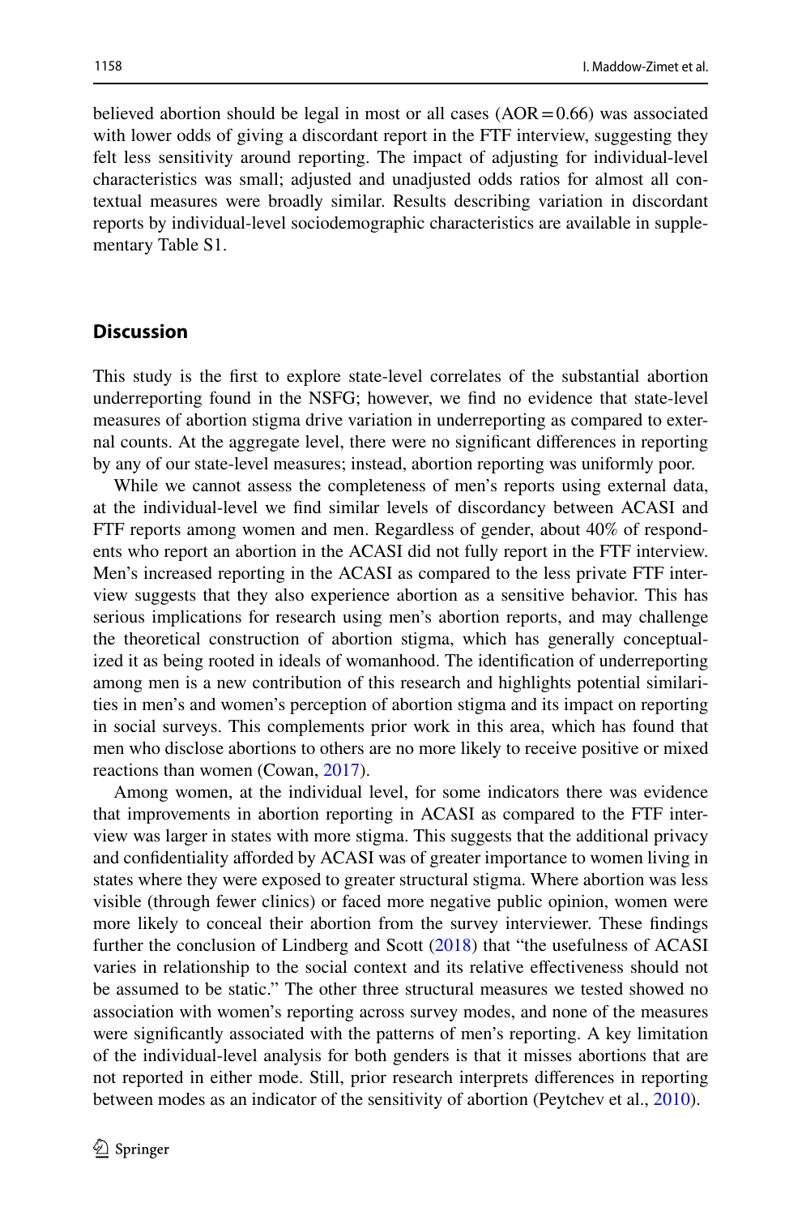believed abortion should be legal in most or all cases (AOR = 0.66) was associated with lower odds of giving a discordant report in the FTF interview, suggesting they felt less sensitivity around reporting. The impact of adjusting for individual-level characteristics was small; adjusted and unadjusted odds ratios for almost all contextual measures were broadly similar. Results describing variation in discordant reports by individual-level sociodemographic characteristics are available in supplementary Table S1.

## Discussion

This study is the first to explore state-level correlates of the substantial abortion underreporting found in the NSFG; however, we find no evidence that state-level measures of abortion stigma drive variation in underreporting as compared to external counts. At the aggregate level, there were no significant differences in reporting by any of our state-level measures; instead, abortion reporting was uniformly poor.

While we cannot assess the completeness of men's reports using external data, at the individual-level we find similar levels of discordancy between ACASI and FTF reports among women and men. Regardless of gender, about 40% of respondents who report an abortion in the ACASI did not fully report in the FTF interview. Men's increased reporting in the ACASI as compared to the less private FTF interview suggests that they also experience abortion as a sensitive behavior. This has serious implications for research using men's abortion reports, and may challenge the theoretical construction of abortion stigma, which has generally conceptualized it as being rooted in ideals of womanhood. The identification of underreporting among men is a new contribution of this research and highlights potential similarities in men's and women's perception of abortion stigma and its impact on reporting in social surveys. This complements prior work in this area, which has found that men who disclose abortions to others are no more likely to receive positive or mixed reactions than women (Cowan, 2017).

Among women, at the individual level, for some indicators there was evidence that improvements in abortion reporting in ACASI as compared to the FTF interview was larger in states with more stigma. This suggests that the additional privacy and confidentiality afforded by ACASI was of greater importance to women living in states where they were exposed to greater structural stigma. Where abortion was less visible (through fewer clinics) or faced more negative public opinion, women were more likely to conceal their abortion from the survey interviewer. These findings further the conclusion of Lindberg and Scott (2018) that "the usefulness of ACASI varies in relationship to the social context and its relative effectiveness should not be assumed to be static." The other three structural measures we tested showed no association with women's reporting across survey modes, and none of the measures were significantly associated with the patterns of men's reporting. A key limitation of the individual-level analysis for both genders is that it misses abortions that are not reported in either mode. Still, prior research interprets differences in reporting between modes as an indicator of the sensitivity of abortion (Peytchev et al., 2010).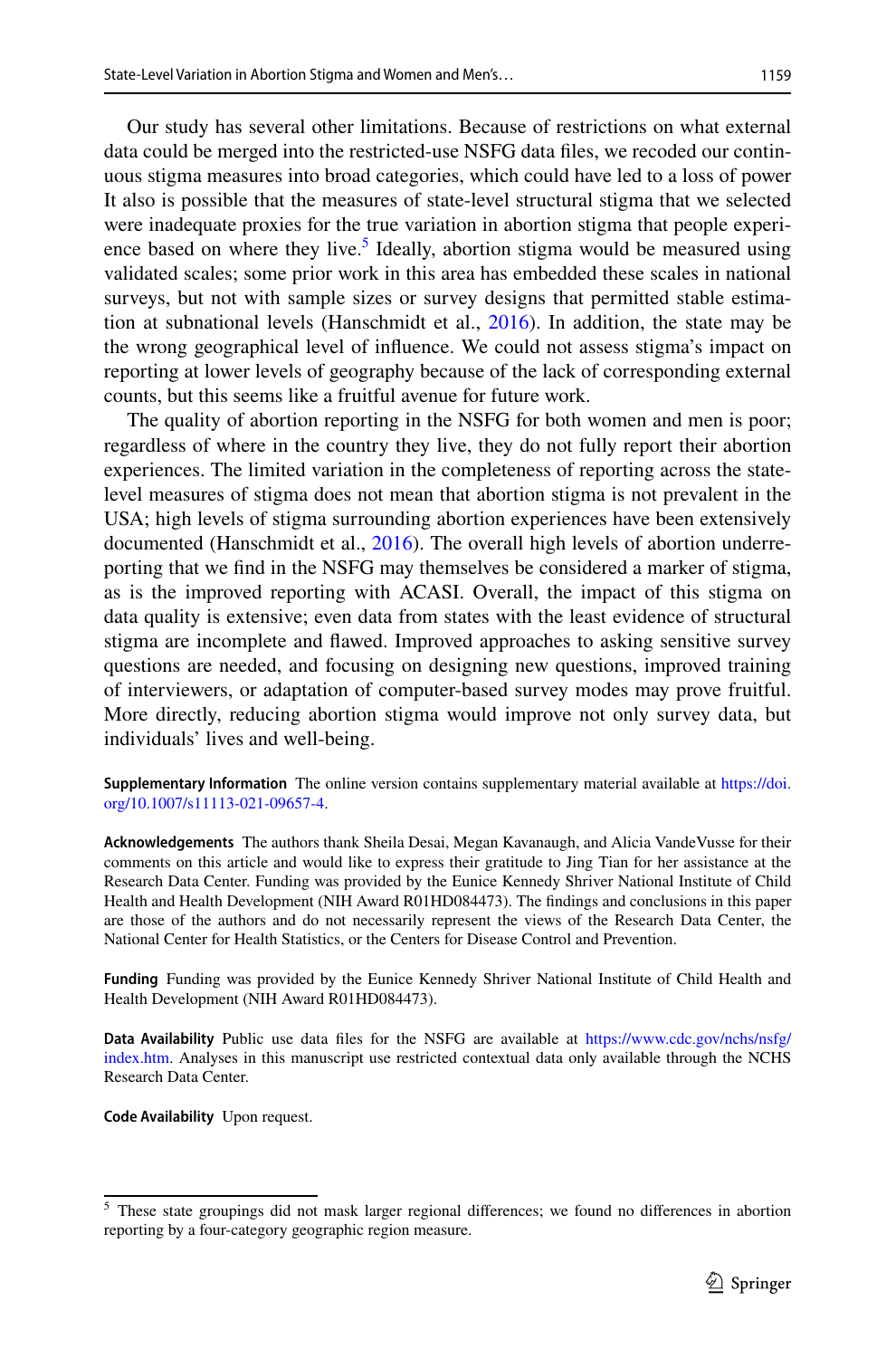Our study has several other limitations. Because of restrictions on what external data could be merged into the restricted-use NSFG data files, we recoded our continuous stigma measures into broad categories, which could have led to a loss of power It also is possible that the measures of state-level structural stigma that we selected were inadequate proxies for the true variation in abortion stigma that people experience based on where they live.[5] Ideally, abortion stigma would be measured using validated scales; some prior work in this area has embedded these scales in national surveys, but not with sample sizes or survey designs that permitted stable estimation at subnational levels (Hanschmidt et al., 2016). In addition, the state may be the wrong geographical level of influence. We could not assess stigma's impact on reporting at lower levels of geography because of the lack of corresponding external counts, but this seems like a fruitful avenue for future work.

The quality of abortion reporting in the NSFG for both women and men is poor; regardless of where in the country they live, they do not fully report their abortion experiences. The limited variation in the completeness of reporting across the state-level measures of stigma does not mean that abortion stigma is not prevalent in the USA; high levels of stigma surrounding abortion experiences have been extensively documented (Hanschmidt et al., 2016). The overall high levels of abortion underreporting that we find in the NSFG may themselves be considered a marker of stigma, as is the improved reporting with ACASI. Overall, the impact of this stigma on data quality is extensive; even data from states with the least evidence of structural stigma are incomplete and flawed. Improved approaches to asking sensitive survey questions are needed, and focusing on designing new questions, improved training of interviewers, or adaptation of computer-based survey modes may prove fruitful. More directly, reducing abortion stigma would improve not only survey data, but individuals' lives and well-being.

**Supplementary Information** The online version contains supplementary material available at https://doi.org/10.1007/s11113-021-09657-4.

**Acknowledgements** The authors thank Sheila Desai, Megan Kavanaugh, and Alicia VandeVusse for their comments on this article and would like to express their gratitude to Jing Tian for her assistance at the Research Data Center. Funding was provided by the Eunice Kennedy Shriver National Institute of Child Health and Health Development (NIH Award R01HD084473). The findings and conclusions in this paper are those of the authors and do not necessarily represent the views of the Research Data Center, the National Center for Health Statistics, or the Centers for Disease Control and Prevention.

**Funding** Funding was provided by the Eunice Kennedy Shriver National Institute of Child Health and Health Development (NIH Award R01HD084473).

**Data Availability** Public use data files for the NSFG are available at https://www.cdc.gov/nchs/nsfg/index.htm. Analyses in this manuscript use restricted contextual data only available through the NCHS Research Data Center.

**Code Availability** Upon request.

---

[5] These state groupings did not mask larger regional differences; we found no differences in abortion reporting by a four-category geographic region measure.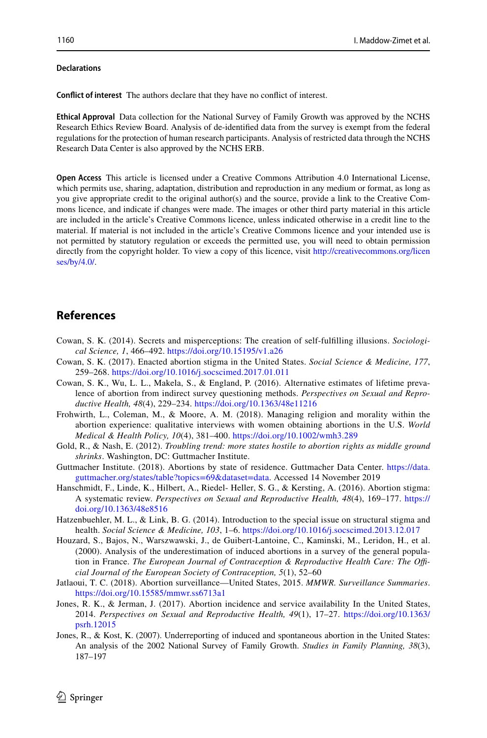## Declarations

**Conflict of interest** The authors declare that they have no conflict of interest.

**Ethical Approval** Data collection for the National Survey of Family Growth was approved by the NCHS Research Ethics Review Board. Analysis of de-identified data from the survey is exempt from the federal regulations for the protection of human research participants. Analysis of restricted data through the NCHS Research Data Center is also approved by the NCHS ERB.

**Open Access** This article is licensed under a Creative Commons Attribution 4.0 International License, which permits use, sharing, adaptation, distribution and reproduction in any medium or format, as long as you give appropriate credit to the original author(s) and the source, provide a link to the Creative Commons licence, and indicate if changes were made. The images or other third party material in this article are included in the article's Creative Commons licence, unless indicated otherwise in a credit line to the material. If material is not included in the article's Creative Commons licence and your intended use is not permitted by statutory regulation or exceeds the permitted use, you will need to obtain permission directly from the copyright holder. To view a copy of this licence, visit http://creativecommons.org/licenses/by/4.0/.

## References

Cowan, S. K. (2014). Secrets and misperceptions: The creation of self-fulfilling illusions. *Sociological Science, 1*, 466–492. https://doi.org/10.15195/v1.a26

Cowan, S. K. (2017). Enacted abortion stigma in the United States. *Social Science & Medicine, 177*, 259–268. https://doi.org/10.1016/j.socscimed.2017.01.011

Cowan, S. K., Wu, L. L., Makela, S., & England, P. (2016). Alternative estimates of lifetime prevalence of abortion from indirect survey questioning methods. *Perspectives on Sexual and Reproductive Health, 48*(4), 229–234. https://doi.org/10.1363/48e11216

Frohwirth, L., Coleman, M., & Moore, A. M. (2018). Managing religion and morality within the abortion experience: qualitative interviews with women obtaining abortions in the U.S. *World Medical & Health Policy, 10*(4), 381–400. https://doi.org/10.1002/wmh3.289

Gold, R., & Nash, E. (2012). *Troubling trend: more states hostile to abortion rights as middle ground shrinks*. Washington, DC: Guttmacher Institute.

Guttmacher Institute. (2018). Abortions by state of residence. Guttmacher Data Center. https://data.guttmacher.org/states/table?topics=69&dataset=data. Accessed 14 November 2019

Hanschmidt, F., Linde, K., Hilbert, A., Riedel- Heller, S. G., & Kersting, A. (2016). Abortion stigma: A systematic review. *Perspectives on Sexual and Reproductive Health, 48*(4), 169–177. https://doi.org/10.1363/48e8516

Hatzenbuehler, M. L., & Link, B. G. (2014). Introduction to the special issue on structural stigma and health. *Social Science & Medicine, 103*, 1–6. https://doi.org/10.1016/j.socscimed.2013.12.017

Houzard, S., Bajos, N., Warszawski, J., de Guibert-Lantoine, C., Kaminski, M., Leridon, H., et al. (2000). Analysis of the underestimation of induced abortions in a survey of the general population in France. *The European Journal of Contraception & Reproductive Health Care: The Official Journal of the European Society of Contraception, 5*(1), 52–60

Jatlaoui, T. C. (2018). Abortion surveillance—United States, 2015. *MMWR. Surveillance Summaries*. https://doi.org/10.15585/mmwr.ss6713a1

Jones, R. K., & Jerman, J. (2017). Abortion incidence and service availability In the United States, 2014. *Perspectives on Sexual and Reproductive Health, 49*(1), 17–27. https://doi.org/10.1363/psrh.12015

Jones, R., & Kost, K. (2007). Underreporting of induced and spontaneous abortion in the United States: An analysis of the 2002 National Survey of Family Growth. *Studies in Family Planning, 38*(3), 187–197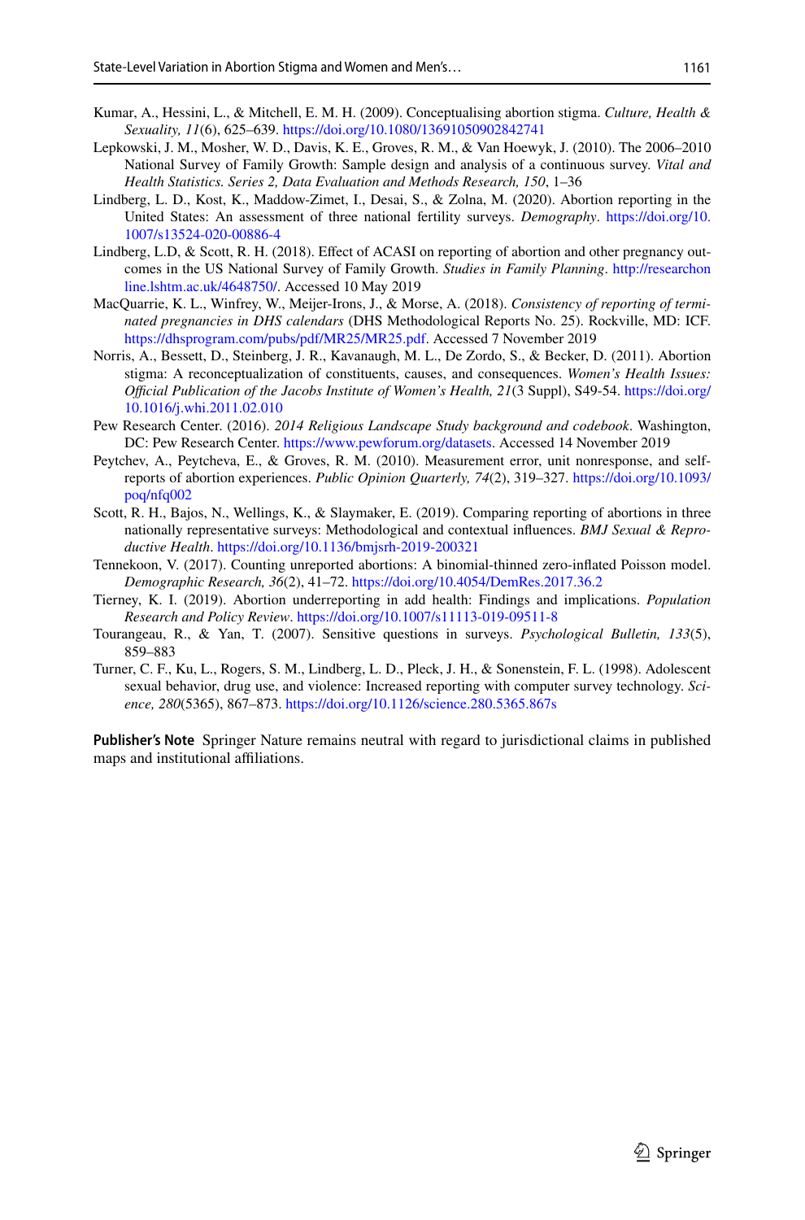Kumar, A., Hessini, L., & Mitchell, E. M. H. (2009). Conceptualising abortion stigma. *Culture, Health & Sexuality, 11*(6), 625–639. https://doi.org/10.1080/13691050902842741

Lepkowski, J. M., Mosher, W. D., Davis, K. E., Groves, R. M., & Van Hoewyk, J. (2010). The 2006–2010 National Survey of Family Growth: Sample design and analysis of a continuous survey. *Vital and Health Statistics. Series 2, Data Evaluation and Methods Research, 150*, 1–36

Lindberg, L. D., Kost, K., Maddow-Zimet, I., Desai, S., & Zolna, M. (2020). Abortion reporting in the United States: An assessment of three national fertility surveys. *Demography*. https://doi.org/10.1007/s13524-020-00886-4

Lindberg, L.D, & Scott, R. H. (2018). Effect of ACASI on reporting of abortion and other pregnancy outcomes in the US National Survey of Family Growth. *Studies in Family Planning*. http://researchonline.lshtm.ac.uk/4648750/. Accessed 10 May 2019

MacQuarrie, K. L., Winfrey, W., Meijer-Irons, J., & Morse, A. (2018). *Consistency of reporting of terminated pregnancies in DHS calendars* (DHS Methodological Reports No. 25). Rockville, MD: ICF. https://dhsprogram.com/pubs/pdf/MR25/MR25.pdf. Accessed 7 November 2019

Norris, A., Bessett, D., Steinberg, J. R., Kavanaugh, M. L., De Zordo, S., & Becker, D. (2011). Abortion stigma: A reconceptualization of constituents, causes, and consequences. *Women's Health Issues: Official Publication of the Jacobs Institute of Women's Health, 21*(3 Suppl), S49-54. https://doi.org/10.1016/j.whi.2011.02.010

Pew Research Center. (2016). *2014 Religious Landscape Study background and codebook*. Washington, DC: Pew Research Center. https://www.pewforum.org/datasets. Accessed 14 November 2019

Peytchev, A., Peytcheva, E., & Groves, R. M. (2010). Measurement error, unit nonresponse, and self-reports of abortion experiences. *Public Opinion Quarterly, 74*(2), 319–327. https://doi.org/10.1093/poq/nfq002

Scott, R. H., Bajos, N., Wellings, K., & Slaymaker, E. (2019). Comparing reporting of abortions in three nationally representative surveys: Methodological and contextual influences. *BMJ Sexual & Reproductive Health*. https://doi.org/10.1136/bmjsrh-2019-200321

Tennekoon, V. (2017). Counting unreported abortions: A binomial-thinned zero-inflated Poisson model. *Demographic Research, 36*(2), 41–72. https://doi.org/10.4054/DemRes.2017.36.2

Tierney, K. I. (2019). Abortion underreporting in add health: Findings and implications. *Population Research and Policy Review*. https://doi.org/10.1007/s11113-019-09511-8

Tourangeau, R., & Yan, T. (2007). Sensitive questions in surveys. *Psychological Bulletin, 133*(5), 859–883

Turner, C. F., Ku, L., Rogers, S. M., Lindberg, L. D., Pleck, J. H., & Sonenstein, F. L. (1998). Adolescent sexual behavior, drug use, and violence: Increased reporting with computer survey technology. *Science, 280*(5365), 867–873. https://doi.org/10.1126/science.280.5365.867s

**Publisher's Note** Springer Nature remains neutral with regard to jurisdictional claims in published maps and institutional affiliations.